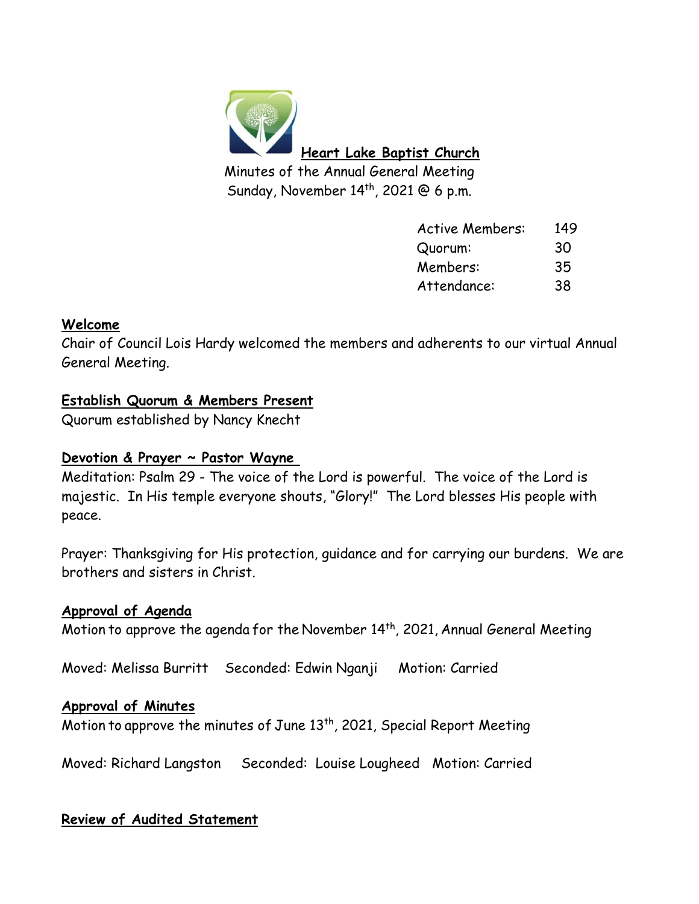# Heart Lake Baptist Church

Minutes of the Annual General Meeting
Sunday, November 14th, 2021 @ 6 p.m.

| | |
|---|---|
| Active Members: | 149 |
| Quorum: | 30 |
| Members: | 35 |
| Attendance: | 38 |

## Welcome

Chair of Council Lois Hardy welcomed the members and adherents to our virtual Annual General Meeting.

## Establish Quorum & Members Present

Quorum established by Nancy Knecht

## Devotion & Prayer ~ Pastor Wayne

Meditation: Psalm 29 - The voice of the Lord is powerful. The voice of the Lord is majestic. In His temple everyone shouts, "Glory!" The Lord blesses His people with peace.

Prayer: Thanksgiving for His protection, guidance and for carrying our burdens. We are brothers and sisters in Christ.

## Approval of Agenda

Motion to approve the agenda for the November 14th, 2021, Annual General Meeting

Moved: Melissa Burritt Seconded: Edwin Nganji Motion: Carried

## Approval of Minutes

Motion to approve the minutes of June 13th, 2021, Special Report Meeting

Moved: Richard Langston Seconded: Louise Lougheed Motion: Carried

## Review of Audited Statement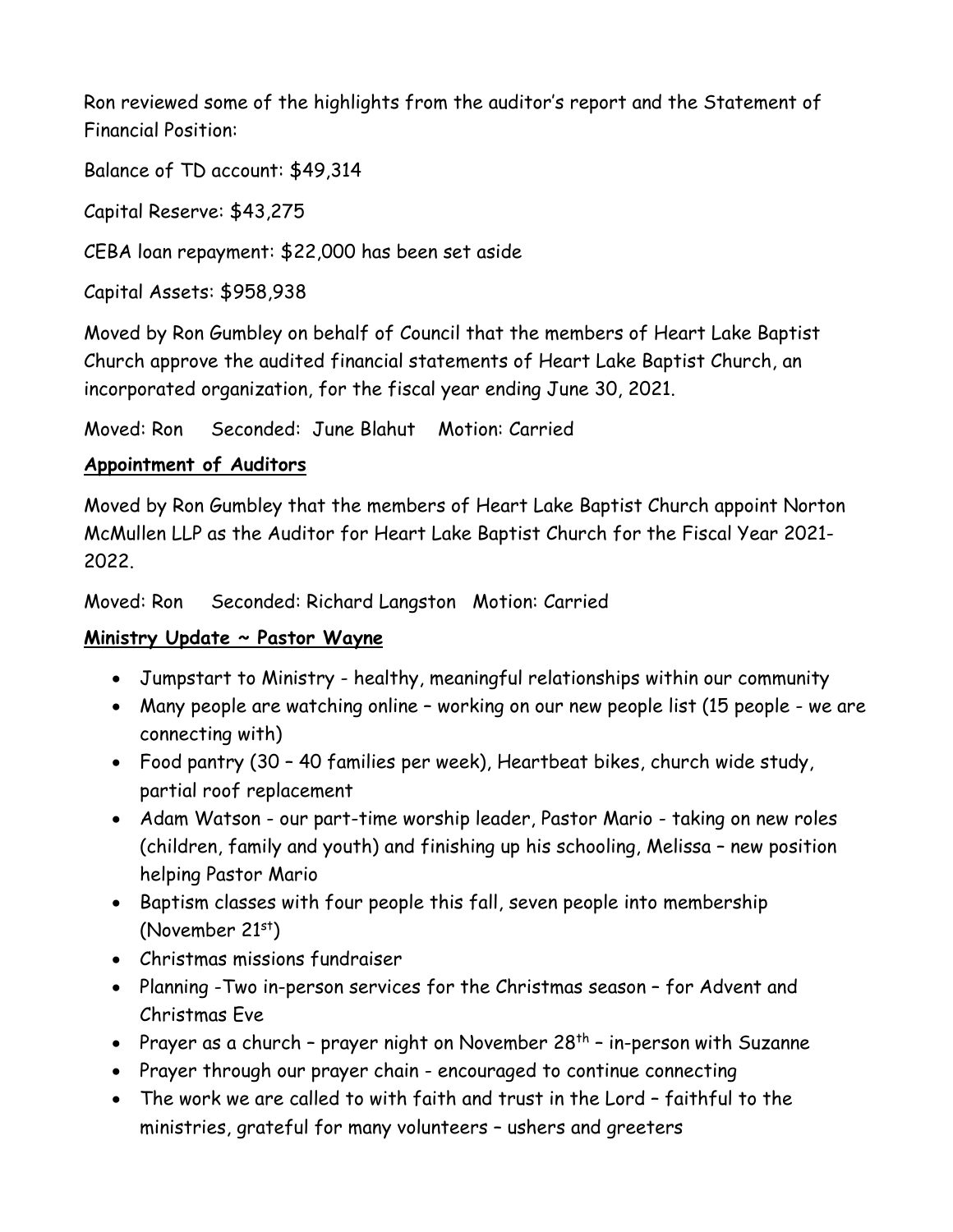Ron reviewed some of the highlights from the auditor's report and the Statement of Financial Position:

Balance of TD account: $49,314

Capital Reserve: $43,275

CEBA loan repayment: $22,000 has been set aside

Capital Assets: $958,938

Moved by Ron Gumbley on behalf of Council that the members of Heart Lake Baptist Church approve the audited financial statements of Heart Lake Baptist Church, an incorporated organization, for the fiscal year ending June 30, 2021.

Moved: Ron Seconded: June Blahut Motion: Carried

**Appointment of Auditors**

Moved by Ron Gumbley that the members of Heart Lake Baptist Church appoint Norton McMullen LLP as the Auditor for Heart Lake Baptist Church for the Fiscal Year 2021-2022.

Moved: Ron Seconded: Richard Langston Motion: Carried

**Ministry Update ~ Pastor Wayne**

- Jumpstart to Ministry - healthy, meaningful relationships within our community
- Many people are watching online – working on our new people list (15 people - we are connecting with)
- Food pantry (30 – 40 families per week), Heartbeat bikes, church wide study, partial roof replacement
- Adam Watson - our part-time worship leader, Pastor Mario - taking on new roles (children, family and youth) and finishing up his schooling, Melissa – new position helping Pastor Mario
- Baptism classes with four people this fall, seven people into membership (November 21st)
- Christmas missions fundraiser
- Planning -Two in-person services for the Christmas season – for Advent and Christmas Eve
- Prayer as a church – prayer night on November 28th – in-person with Suzanne
- Prayer through our prayer chain - encouraged to continue connecting
- The work we are called to with faith and trust in the Lord – faithful to the ministries, grateful for many volunteers – ushers and greeters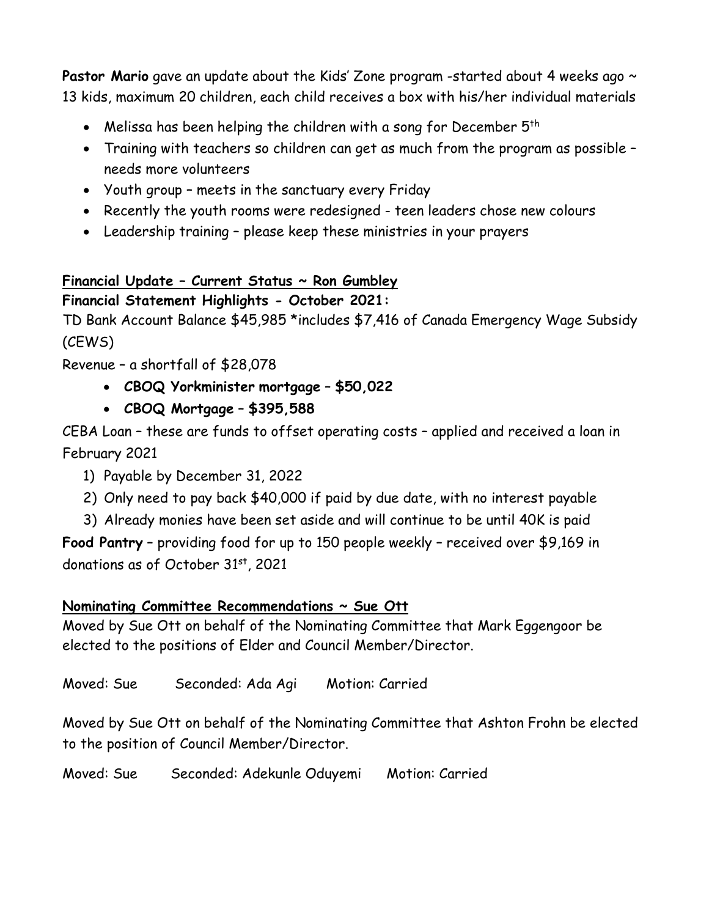**Pastor Mario** gave an update about the Kids' Zone program -started about 4 weeks ago ~ 13 kids, maximum 20 children, each child receives a box with his/her individual materials

- Melissa has been helping the children with a song for December 5th
- Training with teachers so children can get as much from the program as possible – needs more volunteers
- Youth group – meets in the sanctuary every Friday
- Recently the youth rooms were redesigned - teen leaders chose new colours
- Leadership training – please keep these ministries in your prayers

**Financial Update – Current Status ~ Ron Gumbley**

**Financial Statement Highlights - October 2021:**

TD Bank Account Balance $45,985 *includes $7,416 of Canada Emergency Wage Subsidy (CEWS)

Revenue – a shortfall of $28,078

- **CBOQ Yorkminister mortgage – $50,022**
- **CBOQ Mortgage – $395,588**

CEBA Loan – these are funds to offset operating costs – applied and received a loan in February 2021

1) Payable by December 31, 2022
2) Only need to pay back $40,000 if paid by due date, with no interest payable
3) Already monies have been set aside and will continue to be until 40K is paid

**Food Pantry** – providing food for up to 150 people weekly – received over $9,169 in donations as of October 31st, 2021

**Nominating Committee Recommendations ~ Sue Ott**

Moved by Sue Ott on behalf of the Nominating Committee that Mark Eggengoor be elected to the positions of Elder and Council Member/Director.

Moved: Sue Seconded: Ada Agi Motion: Carried

Moved by Sue Ott on behalf of the Nominating Committee that Ashton Frohn be elected to the position of Council Member/Director.

Moved: Sue Seconded: Adekunle Oduyemi Motion: Carried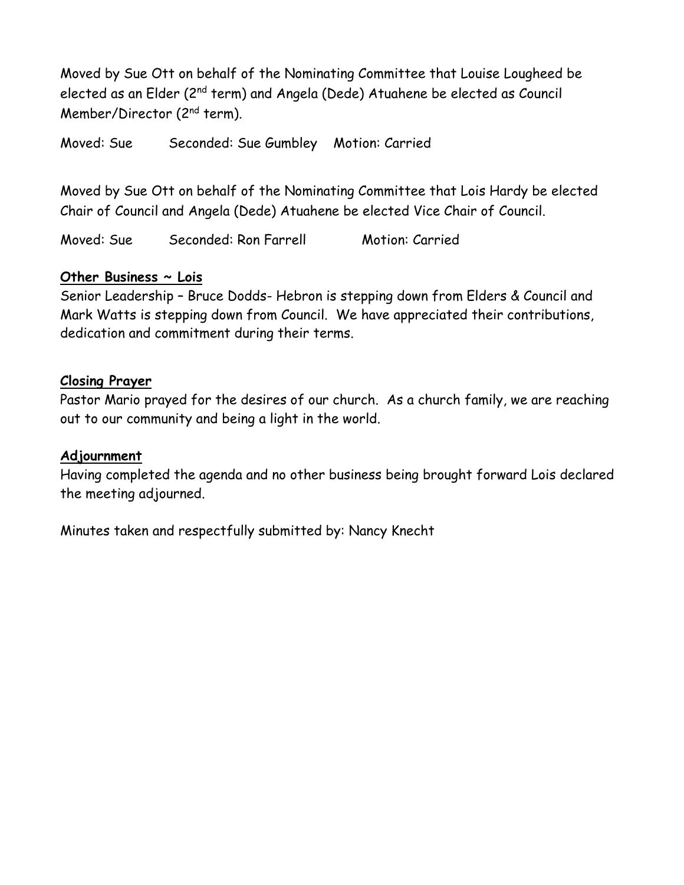Moved by Sue Ott on behalf of the Nominating Committee that Louise Lougheed be elected as an Elder (2nd term) and Angela (Dede) Atuahene be elected as Council Member/Director (2nd term).

Moved: Sue    Seconded: Sue Gumbley    Motion: Carried

Moved by Sue Ott on behalf of the Nominating Committee that Lois Hardy be elected Chair of Council and Angela (Dede) Atuahene be elected Vice Chair of Council.

Moved: Sue    Seconded: Ron Farrell    Motion: Carried

**Other Business ~ Lois**

Senior Leadership – Bruce Dodds- Hebron is stepping down from Elders & Council and Mark Watts is stepping down from Council. We have appreciated their contributions, dedication and commitment during their terms.

**Closing Prayer**

Pastor Mario prayed for the desires of our church. As a church family, we are reaching out to our community and being a light in the world.

**Adjournment**

Having completed the agenda and no other business being brought forward Lois declared the meeting adjourned.

Minutes taken and respectfully submitted by: Nancy Knecht